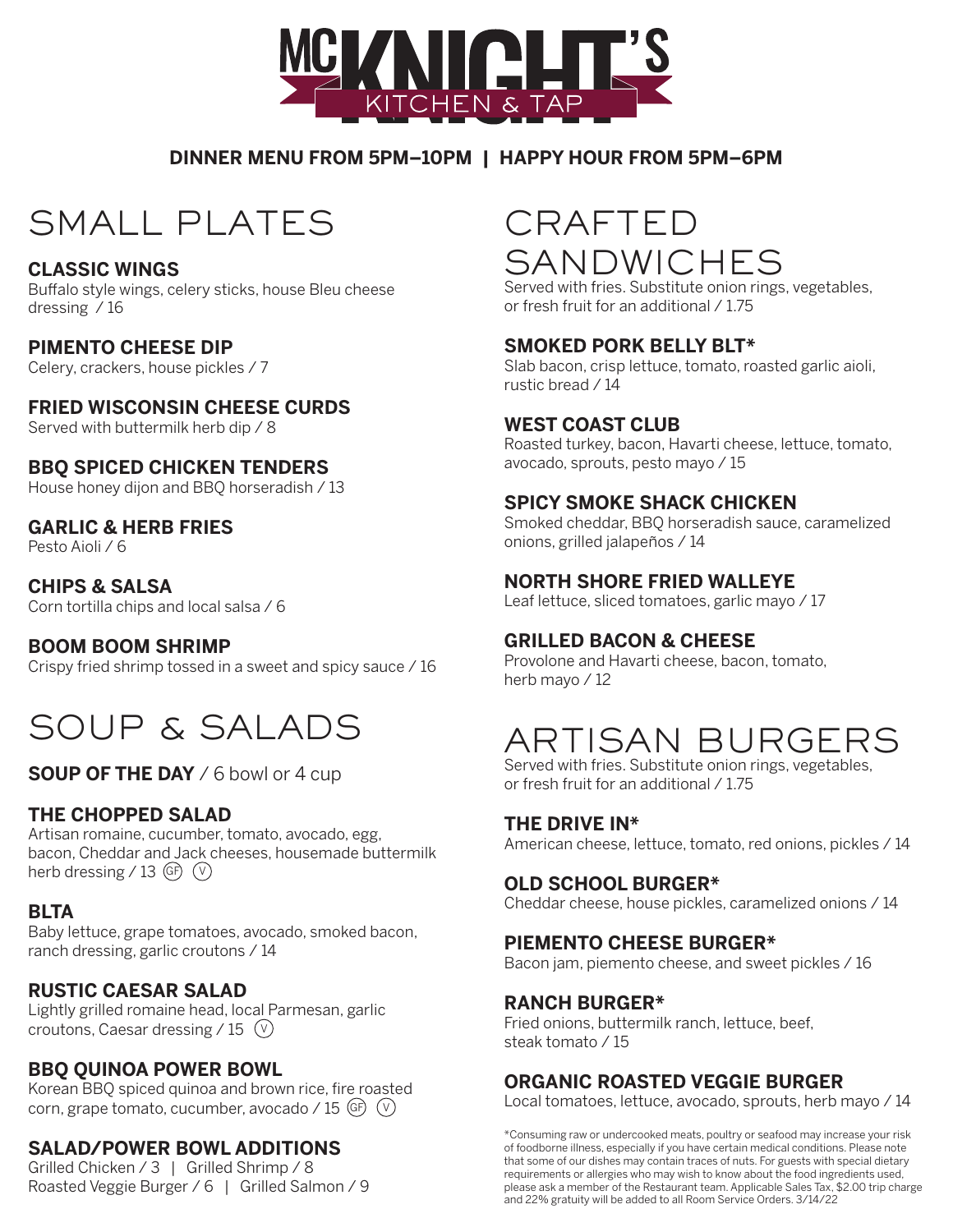# MCKNIGHT'S KITCHEN & TAP

**DINNER MENU FROM 5PM–10PM | HAPPY HOUR FROM 5PM–6PM**

## SMALL PLATES

**CLASSIC WINGS**
Buffalo style wings, celery sticks, house Bleu cheese dressing / 16

**PIMENTO CHEESE DIP**
Celery, crackers, house pickles / 7

**FRIED WISCONSIN CHEESE CURDS**
Served with buttermilk herb dip / 8

**BBQ SPICED CHICKEN TENDERS**
House honey dijon and BBQ horseradish / 13

**GARLIC & HERB FRIES**
Pesto Aioli / 6

**CHIPS & SALSA**
Corn tortilla chips and local salsa / 6

**BOOM BOOM SHRIMP**
Crispy fried shrimp tossed in a sweet and spicy sauce / 16

## SOUP & SALADS

**SOUP OF THE DAY** / 6 bowl or 4 cup

**THE CHOPPED SALAD**
Artisan romaine, cucumber, tomato, avocado, egg, bacon, Cheddar and Jack cheeses, housemade buttermilk herb dressing / 13 (GF) (V)

**BLTA**
Baby lettuce, grape tomatoes, avocado, smoked bacon, ranch dressing, garlic croutons / 14

**RUSTIC CAESAR SALAD**
Lightly grilled romaine head, local Parmesan, garlic croutons, Caesar dressing / 15 (V)

**BBQ QUINOA POWER BOWL**
Korean BBQ spiced quinoa and brown rice, fire roasted corn, grape tomato, cucumber, avocado / 15 (GF) (V)

**SALAD/POWER BOWL ADDITIONS**
Grilled Chicken / 3 | Grilled Shrimp / 8
Roasted Veggie Burger / 6 | Grilled Salmon / 9

## CRAFTED SANDWICHES

Served with fries. Substitute onion rings, vegetables, or fresh fruit for an additional / 1.75

**SMOKED PORK BELLY BLT***
Slab bacon, crisp lettuce, tomato, roasted garlic aioli, rustic bread / 14

**WEST COAST CLUB**
Roasted turkey, bacon, Havarti cheese, lettuce, tomato, avocado, sprouts, pesto mayo / 15

**SPICY SMOKE SHACK CHICKEN**
Smoked cheddar, BBQ horseradish sauce, caramelized onions, grilled jalapeños / 14

**NORTH SHORE FRIED WALLEYE**
Leaf lettuce, sliced tomatoes, garlic mayo / 17

**GRILLED BACON & CHEESE**
Provolone and Havarti cheese, bacon, tomato, herb mayo / 12

## ARTISAN BURGERS

Served with fries. Substitute onion rings, vegetables, or fresh fruit for an additional / 1.75

**THE DRIVE IN***
American cheese, lettuce, tomato, red onions, pickles / 14

**OLD SCHOOL BURGER***
Cheddar cheese, house pickles, caramelized onions / 14

**PIEMENTO CHEESE BURGER***
Bacon jam, piemento cheese, and sweet pickles / 16

**RANCH BURGER***
Fried onions, buttermilk ranch, lettuce, beef, steak tomato / 15

**ORGANIC ROASTED VEGGIE BURGER**
Local tomatoes, lettuce, avocado, sprouts, herb mayo / 14

*Consuming raw or undercooked meats, poultry or seafood may increase your risk of foodborne illness, especially if you have certain medical conditions. Please note that some of our dishes may contain traces of nuts. For guests with special dietary requirements or allergies who may wish to know about the food ingredients used, please ask a member of the Restaurant team. Applicable Sales Tax, $2.00 trip charge and 22% gratuity will be added to all Room Service Orders. 3/14/22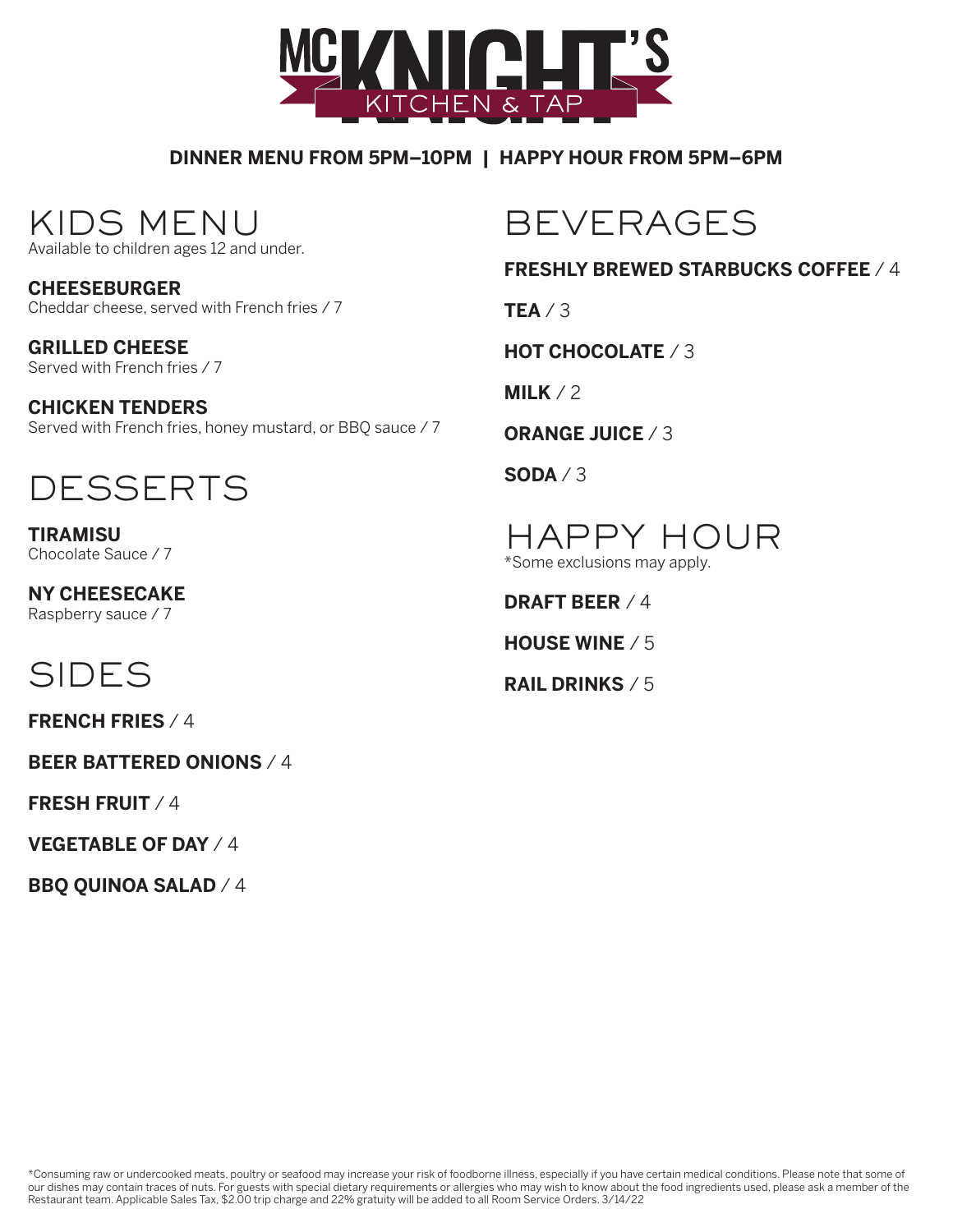# MCKNIGHT'S KITCHEN & TAP

**DINNER MENU FROM 5PM–10PM | HAPPY HOUR FROM 5PM–6PM**

## KIDS MENU

Available to children ages 12 and under.

**CHEESEBURGER**
Cheddar cheese, served with French fries / 7

**GRILLED CHEESE**
Served with French fries / 7

**CHICKEN TENDERS**
Served with French fries, honey mustard, or BBQ sauce / 7

## DESSERTS

**TIRAMISU**
Chocolate Sauce / 7

**NY CHEESECAKE**
Raspberry sauce / 7

## SIDES

**FRENCH FRIES** / 4

**BEER BATTERED ONIONS** / 4

**FRESH FRUIT** / 4

**VEGETABLE OF DAY** / 4

**BBQ QUINOA SALAD** / 4

## BEVERAGES

**FRESHLY BREWED STARBUCKS COFFEE** / 4

**TEA** / 3

**HOT CHOCOLATE** / 3

**MILK** / 2

**ORANGE JUICE** / 3

**SODA** / 3

## HAPPY HOUR

*Some exclusions may apply.

**DRAFT BEER** / 4

**HOUSE WINE** / 5

**RAIL DRINKS** / 5

*Consuming raw or undercooked meats, poultry or seafood may increase your risk of foodborne illness, especially if you have certain medical conditions. Please note that some of our dishes may contain traces of nuts. For guests with special dietary requirements or allergies who may wish to know about the food ingredients used, please ask a member of the Restaurant team. Applicable Sales Tax, $2.00 trip charge and 22% gratuity will be added to all Room Service Orders. 3/14/22